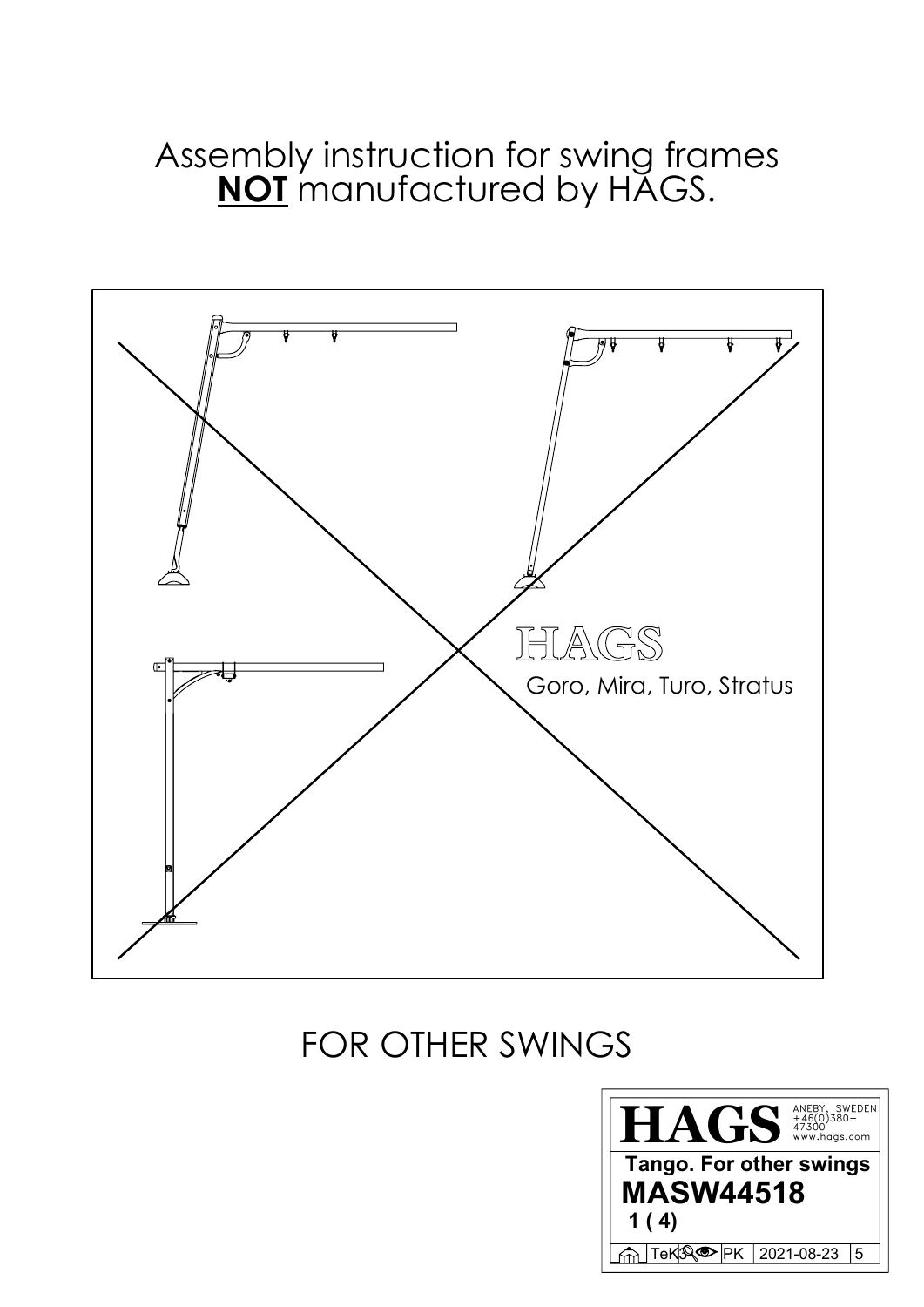# Assembly instruction for swing frames **NOT** manufactured by HAGS.

HAGS

Goro, Mira, Turo, Stratus

FOR OTHER SWINGS

| HAGS | ANEBY, SWEDEN +46(0)380-47300 www.hags.com |
|---|---|
| Tango. For other swings | |
| MASW44518 | |
| TeK PK | 2021-08-23 5 |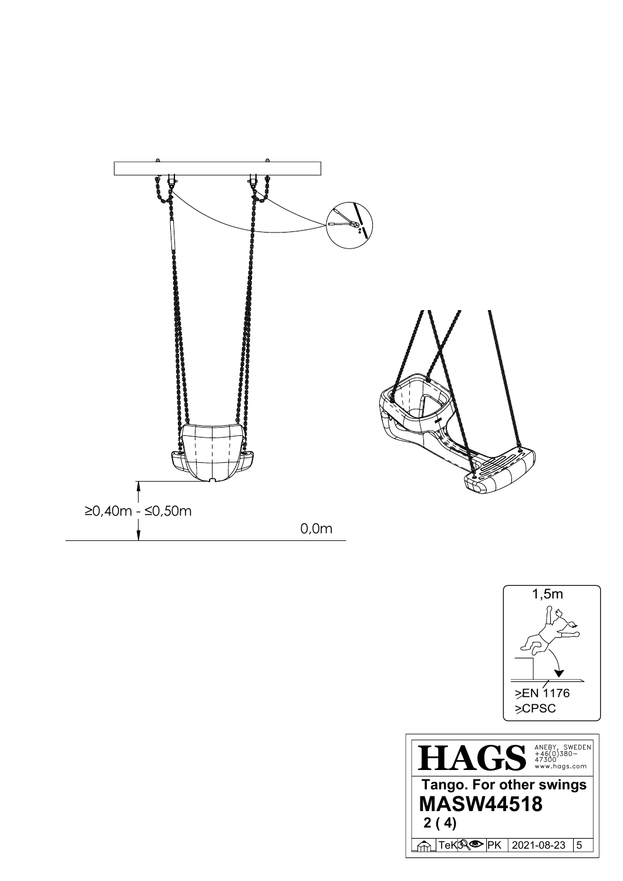≥0,40m - ≤0,50m

0,0m

1,5m

≥EN 1176

≥CPSC

**HAGS** ANEBY, SWEDEN +46(0)380-47300 www.hags.com

**Tango. For other swings**

**MASW44518**

**2 ( 4)**

TeK PK 2021-08-23 5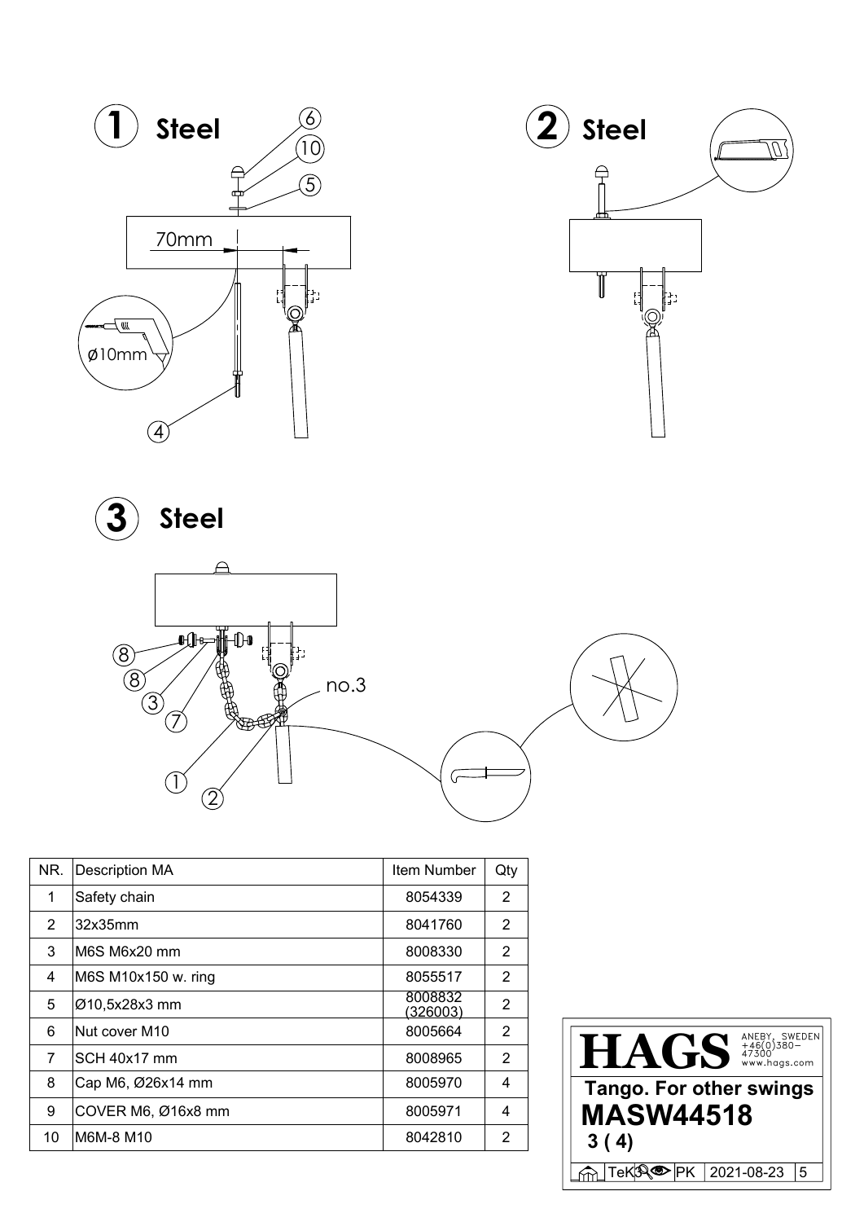**1** **Steel**

70mm

ø10mm

**2** **Steel**

**3** **Steel**

no.3

| NR. | Description MA | Item Number | Qty |
|---|---|---|---|
| 1 | Safety chain | 8054339 | 2 |
| 2 | 32x35mm | 8041760 | 2 |
| 3 | M6S M6x20 mm | 8008330 | 2 |
| 4 | M6S M10x150 w. ring | 8055517 | 2 |
| 5 | Ø10,5x28x3 mm | 8008832 (326003) | 2 |
| 6 | Nut cover M10 | 8005664 | 2 |
| 7 | SCH 40x17 mm | 8008965 | 2 |
| 8 | Cap M6, Ø26x14 mm | 8005970 | 4 |
| 9 | COVER M6, Ø16x8 mm | 8005971 | 4 |
| 10 | M6M-8 M10 | 8042810 | 2 |

**HAGS** ANEBY, SWEDEN +46(0)380-47300 www.hags.com

**Tango. For other swings**

**MASW44518**

**3 ( 4)**

TeK PK 2021-08-23 5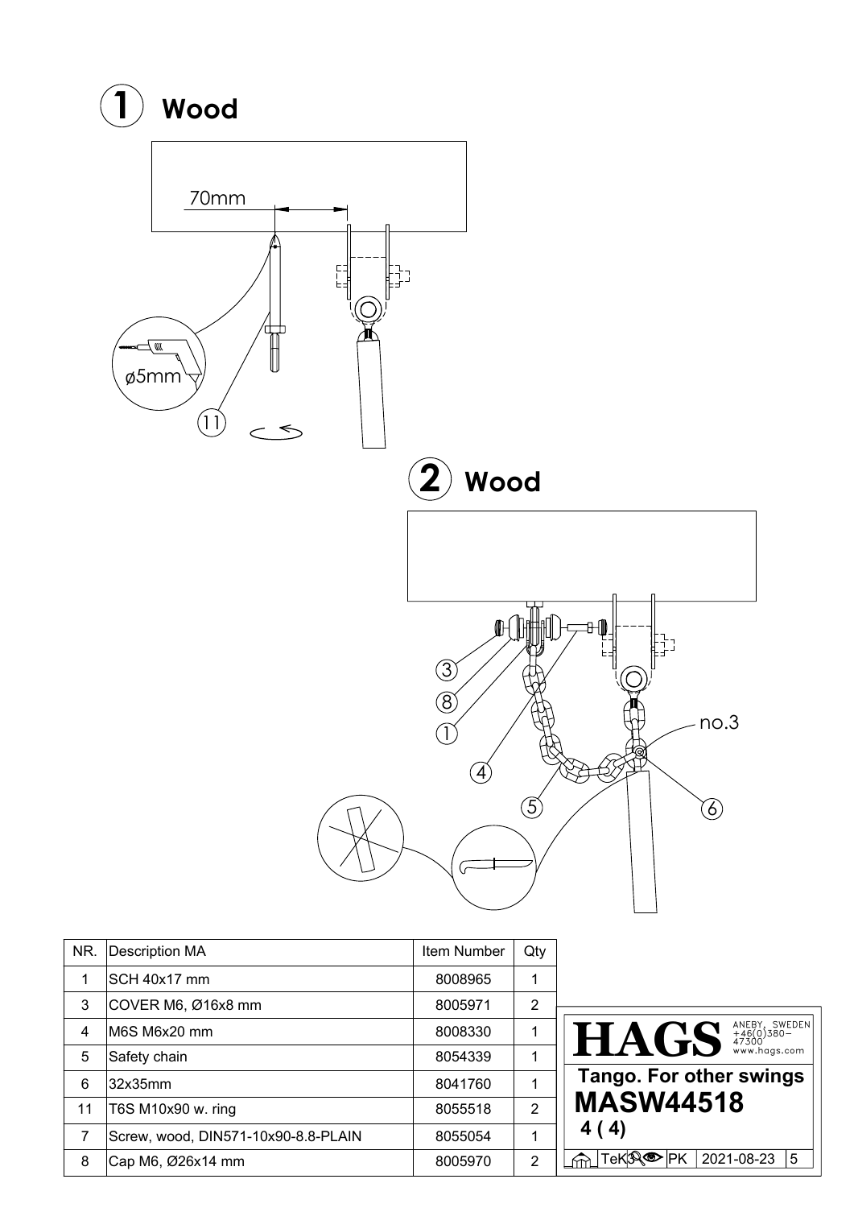## ① Wood

70mm

ø5mm

11

## ② Wood

3

8

1

4

5

no.3

6

| NR. | Description MA | Item Number | Qty |
|---|---|---|---|
| 1 | SCH 40x17 mm | 8008965 | 1 |
| 3 | COVER M6, Ø16x8 mm | 8005971 | 2 |
| 4 | M6S M6x20 mm | 8008330 | 1 |
| 5 | Safety chain | 8054339 | 1 |
| 6 | 32x35mm | 8041760 | 1 |
| 11 | T6S M10x90 w. ring | 8055518 | 2 |
| 7 | Screw, wood, DIN571-10x90-8.8-PLAIN | 8055054 | 1 |
| 8 | Cap M6, Ø26x14 mm | 8005970 | 2 |

**HAGS** ANEBY, SWEDEN +46(0)380-47300 www.hags.com

**Tango. For other swings**

**MASW44518**

TeK PK 2021-08-23 5